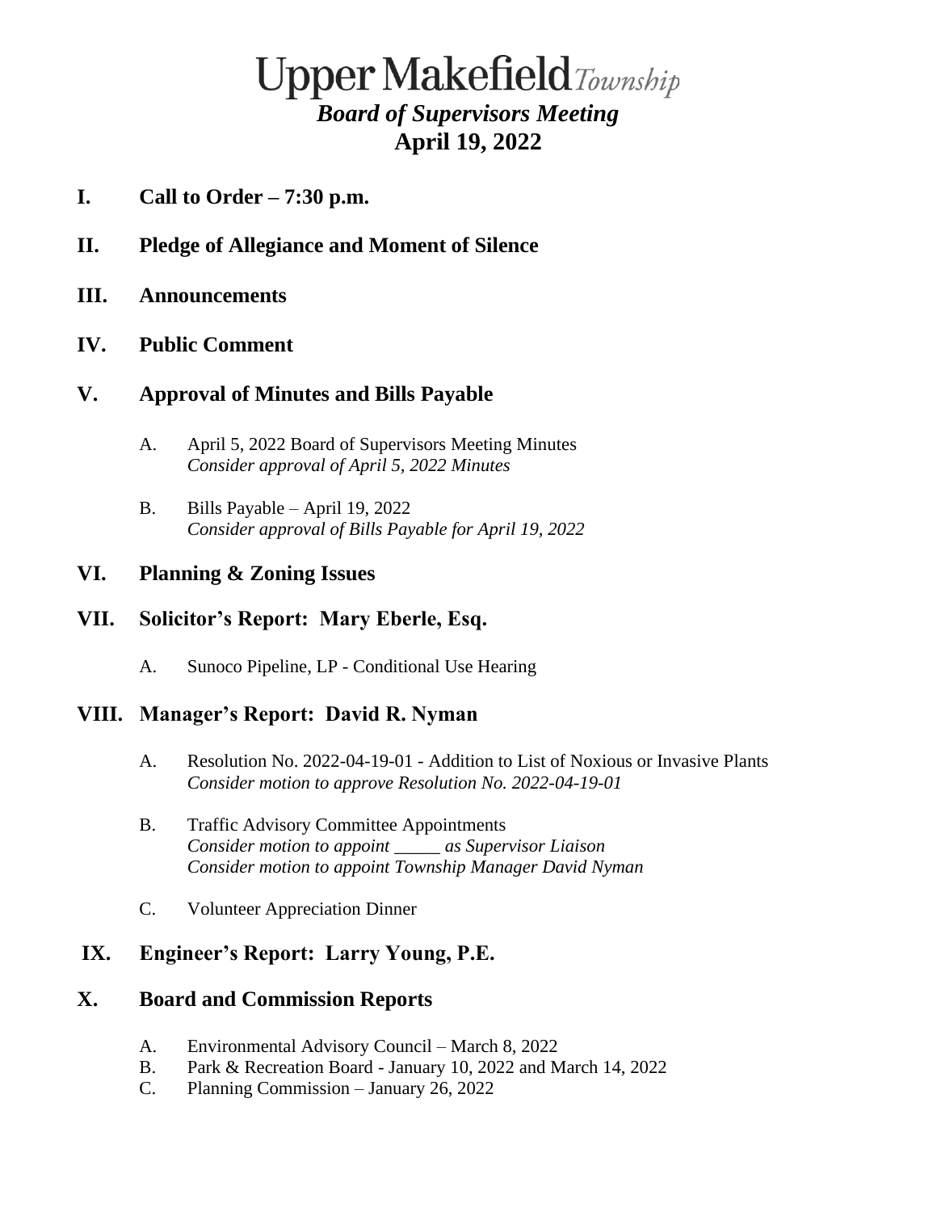# Upper Makefield *Township*

## *Board of Supervisors Meeting*

## April 19, 2022

**I. Call to Order – 7:30 p.m.**

**II. Pledge of Allegiance and Moment of Silence**

**III. Announcements**

**IV. Public Comment**

**V. Approval of Minutes and Bills Payable**

A. April 5, 2022 Board of Supervisors Meeting Minutes
*Consider approval of April 5, 2022 Minutes*

B. Bills Payable – April 19, 2022
*Consider approval of Bills Payable for April 19, 2022*

**VI. Planning & Zoning Issues**

**VII. Solicitor's Report: Mary Eberle, Esq.**

A. Sunoco Pipeline, LP - Conditional Use Hearing

**VIII. Manager's Report: David R. Nyman**

A. Resolution No. 2022-04-19-01 - Addition to List of Noxious or Invasive Plants
*Consider motion to approve Resolution No. 2022-04-19-01*

B. Traffic Advisory Committee Appointments
*Consider motion to appoint _____ as Supervisor Liaison*
*Consider motion to appoint Township Manager David Nyman*

C. Volunteer Appreciation Dinner

**IX. Engineer's Report: Larry Young, P.E.**

**X. Board and Commission Reports**

A. Environmental Advisory Council – March 8, 2022
B. Park & Recreation Board - January 10, 2022 and March 14, 2022
C. Planning Commission – January 26, 2022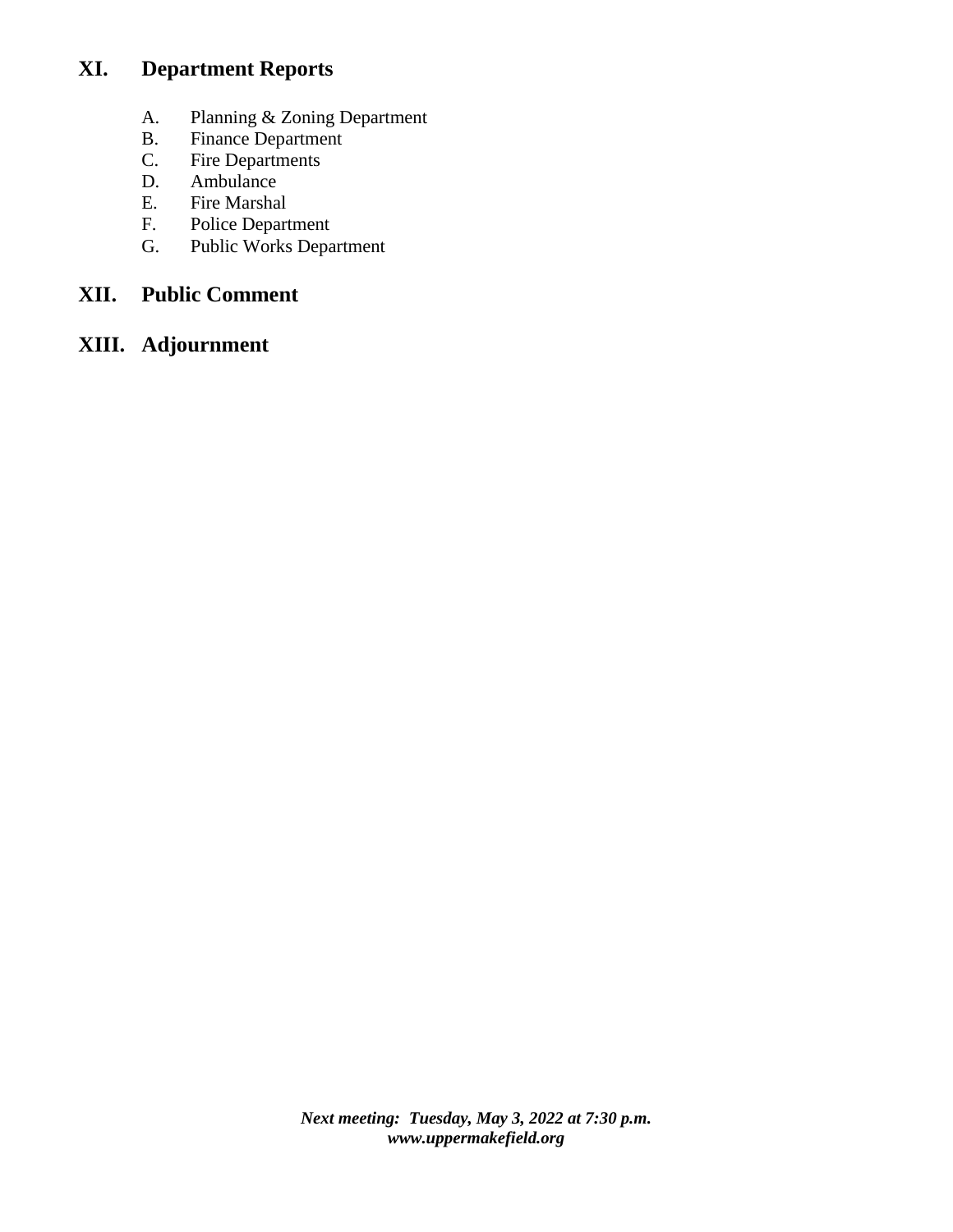## XI. Department Reports

A. Planning & Zoning Department
B. Finance Department
C. Fire Departments
D. Ambulance
E. Fire Marshal
F. Police Department
G. Public Works Department

## XII. Public Comment

## XIII. Adjournment

***Next meeting: Tuesday, May 3, 2022 at 7:30 p.m.***
***www.uppermakefield.org***